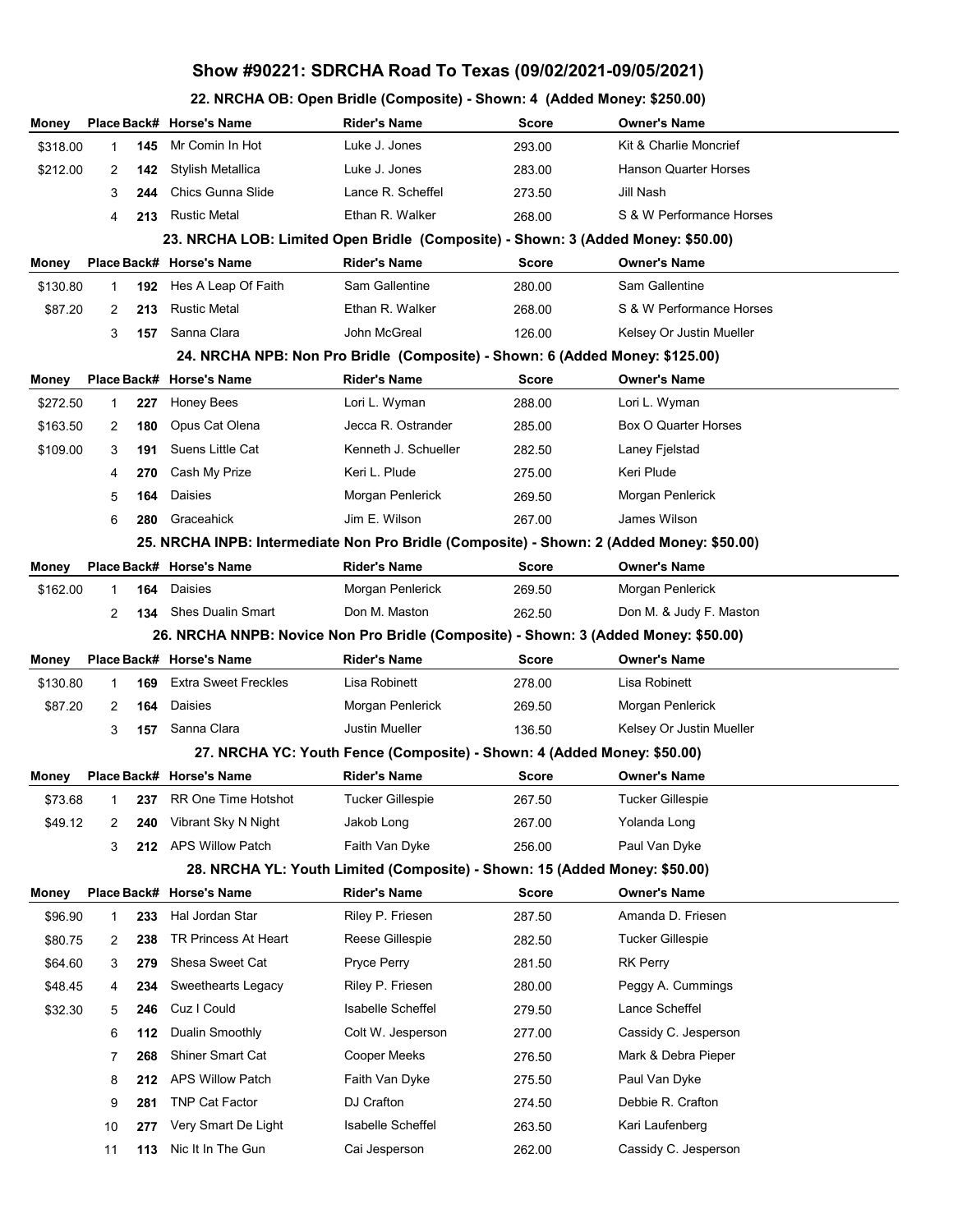# Show #90221: SDRCHA Road To Texas (09/02/2021-09/05/2021)

## 22. NRCHA OB: Open Bridle (Composite) - Shown: 4 (Added Money: $250.00)

| Money | Place | Back# | Horse's Name | Rider's Name | Score | Owner's Name |
|---|---|---|---|---|---|---|
| $318.00 | 1 | 145 | Mr Comin In Hot | Luke J. Jones | 293.00 | Kit & Charlie Moncrief |
| $212.00 | 2 | 142 | Stylish Metallica | Luke J. Jones | 283.00 | Hanson Quarter Horses |
| | 3 | 244 | Chics Gunna Slide | Lance R. Scheffel | 273.50 | Jill Nash |
| | 4 | 213 | Rustic Metal | Ethan R. Walker | 268.00 | S & W Performance Horses |

## 23. NRCHA LOB: Limited Open Bridle (Composite) - Shown: 3 (Added Money: $50.00)

| Money | Place | Back# | Horse's Name | Rider's Name | Score | Owner's Name |
|---|---|---|---|---|---|---|
| $130.80 | 1 | 192 | Hes A Leap Of Faith | Sam Gallentine | 280.00 | Sam Gallentine |
| $87.20 | 2 | 213 | Rustic Metal | Ethan R. Walker | 268.00 | S & W Performance Horses |
| | 3 | 157 | Sanna Clara | John McGreal | 126.00 | Kelsey Or Justin Mueller |

## 24. NRCHA NPB: Non Pro Bridle (Composite) - Shown: 6 (Added Money: $125.00)

| Money | Place | Back# | Horse's Name | Rider's Name | Score | Owner's Name |
|---|---|---|---|---|---|---|
| $272.50 | 1 | 227 | Honey Bees | Lori L. Wyman | 288.00 | Lori L. Wyman |
| $163.50 | 2 | 180 | Opus Cat Olena | Jecca R. Ostrander | 285.00 | Box O Quarter Horses |
| $109.00 | 3 | 191 | Suens Little Cat | Kenneth J. Schueller | 282.50 | Laney Fjelstad |
| | 4 | 270 | Cash My Prize | Keri L. Plude | 275.00 | Keri Plude |
| | 5 | 164 | Daisies | Morgan Penlerick | 269.50 | Morgan Penlerick |
| | 6 | 280 | Graceahick | Jim E. Wilson | 267.00 | James Wilson |

## 25. NRCHA INPB: Intermediate Non Pro Bridle (Composite) - Shown: 2 (Added Money: $50.00)

| Money | Place | Back# | Horse's Name | Rider's Name | Score | Owner's Name |
|---|---|---|---|---|---|---|
| $162.00 | 1 | 164 | Daisies | Morgan Penlerick | 269.50 | Morgan Penlerick |
| | 2 | 134 | Shes Dualin Smart | Don M. Maston | 262.50 | Don M. & Judy F. Maston |

## 26. NRCHA NNPB: Novice Non Pro Bridle (Composite) - Shown: 3 (Added Money: $50.00)

| Money | Place | Back# | Horse's Name | Rider's Name | Score | Owner's Name |
|---|---|---|---|---|---|---|
| $130.80 | 1 | 169 | Extra Sweet Freckles | Lisa Robinett | 278.00 | Lisa Robinett |
| $87.20 | 2 | 164 | Daisies | Morgan Penlerick | 269.50 | Morgan Penlerick |
| | 3 | 157 | Sanna Clara | Justin Mueller | 136.50 | Kelsey Or Justin Mueller |

## 27. NRCHA YC: Youth Fence (Composite) - Shown: 4 (Added Money: $50.00)

| Money | Place | Back# | Horse's Name | Rider's Name | Score | Owner's Name |
|---|---|---|---|---|---|---|
| $73.68 | 1 | 237 | RR One Time Hotshot | Tucker Gillespie | 267.50 | Tucker Gillespie |
| $49.12 | 2 | 240 | Vibrant Sky N Night | Jakob Long | 267.00 | Yolanda Long |
| | 3 | 212 | APS Willow Patch | Faith Van Dyke | 256.00 | Paul Van Dyke |

## 28. NRCHA YL: Youth Limited (Composite) - Shown: 15 (Added Money: $50.00)

| Money | Place | Back# | Horse's Name | Rider's Name | Score | Owner's Name |
|---|---|---|---|---|---|---|
| $96.90 | 1 | 233 | Hal Jordan Star | Riley P. Friesen | 287.50 | Amanda D. Friesen |
| $80.75 | 2 | 238 | TR Princess At Heart | Reese Gillespie | 282.50 | Tucker Gillespie |
| $64.60 | 3 | 279 | Shesa Sweet Cat | Pryce Perry | 281.50 | RK Perry |
| $48.45 | 4 | 234 | Sweethearts Legacy | Riley P. Friesen | 280.00 | Peggy A. Cummings |
| $32.30 | 5 | 246 | Cuz I Could | Isabelle Scheffel | 279.50 | Lance Scheffel |
| | 6 | 112 | Dualin Smoothly | Colt W. Jesperson | 277.00 | Cassidy C. Jesperson |
| | 7 | 268 | Shiner Smart Cat | Cooper Meeks | 276.50 | Mark & Debra Pieper |
| | 8 | 212 | APS Willow Patch | Faith Van Dyke | 275.50 | Paul Van Dyke |
| | 9 | 281 | TNP Cat Factor | DJ Crafton | 274.50 | Debbie R. Crafton |
| | 10 | 277 | Very Smart De Light | Isabelle Scheffel | 263.50 | Kari Laufenberg |
| | 11 | 113 | Nic It In The Gun | Cai Jesperson | 262.00 | Cassidy C. Jesperson |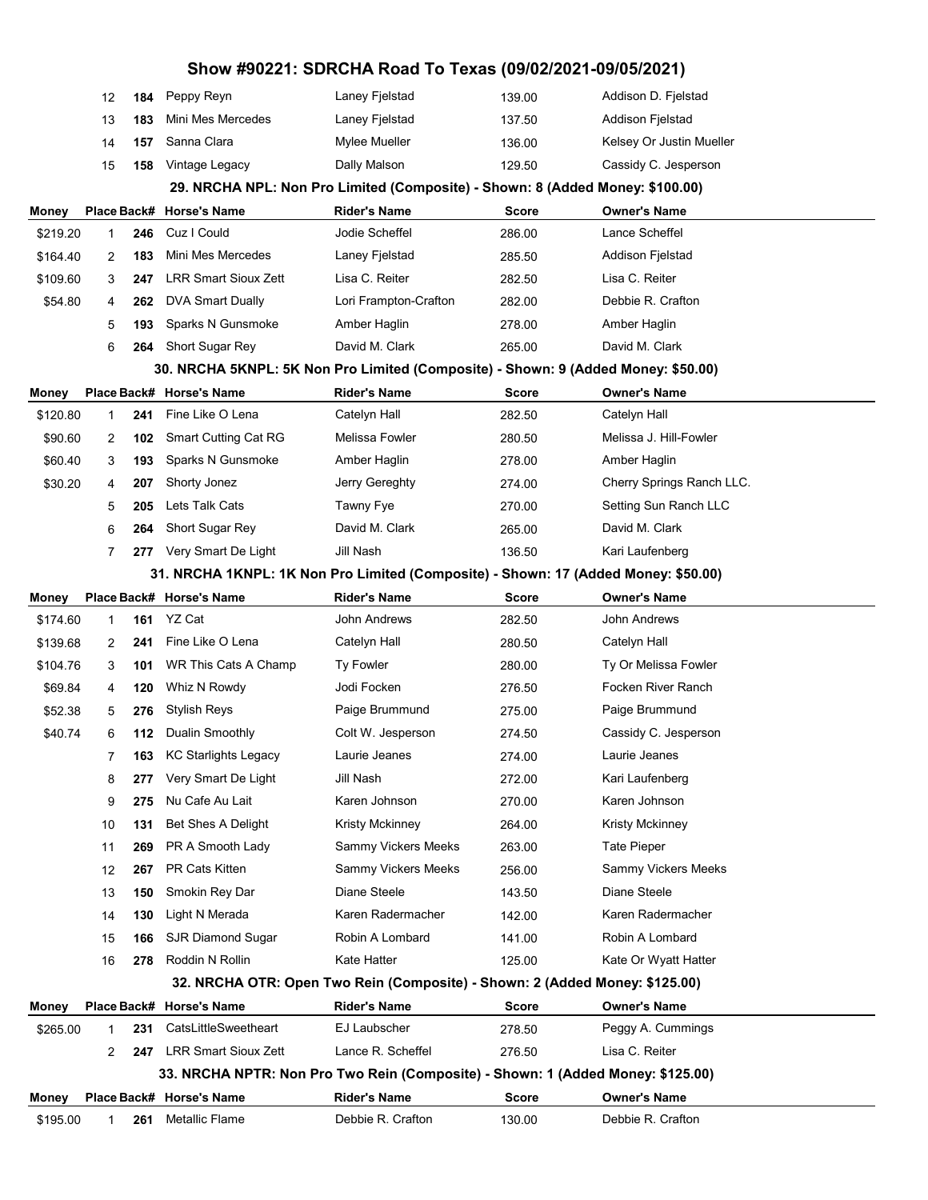# Show #90221: SDRCHA Road To Texas (09/02/2021-09/05/2021)

| Money | Place | Back# | Horse's Name | Rider's Name | Score | Owner's Name |
|---|---|---|---|---|---|---|
| | 12 | **184** | Peppy Reyn | Laney Fjelstad | 139.00 | Addison D. Fjelstad |
| | 13 | **183** | Mini Mes Mercedes | Laney Fjelstad | 137.50 | Addison Fjelstad |
| | 14 | **157** | Sanna Clara | Mylee Mueller | 136.00 | Kelsey Or Justin Mueller |
| | 15 | **158** | Vintage Legacy | Dally Malson | 129.50 | Cassidy C. Jesperson |

### 29. NRCHA NPL: Non Pro Limited (Composite) - Shown: 8 (Added Money: $100.00)

| Money | Place | Back# | Horse's Name | Rider's Name | Score | Owner's Name |
|---|---|---|---|---|---|---|
| $219.20 | 1 | **246** | Cuz I Could | Jodie Scheffel | 286.00 | Lance Scheffel |
| $164.40 | 2 | **183** | Mini Mes Mercedes | Laney Fjelstad | 285.50 | Addison Fjelstad |
| $109.60 | 3 | **247** | LRR Smart Sioux Zett | Lisa C. Reiter | 282.50 | Lisa C. Reiter |
| $54.80 | 4 | **262** | DVA Smart Dually | Lori Frampton-Crafton | 282.00 | Debbie R. Crafton |
| | 5 | **193** | Sparks N Gunsmoke | Amber Haglin | 278.00 | Amber Haglin |
| | 6 | **264** | Short Sugar Rey | David M. Clark | 265.00 | David M. Clark |

### 30. NRCHA 5KNPL: 5K Non Pro Limited (Composite) - Shown: 9 (Added Money: $50.00)

| Money | Place | Back# | Horse's Name | Rider's Name | Score | Owner's Name |
|---|---|---|---|---|---|---|
| $120.80 | 1 | **241** | Fine Like O Lena | Catelyn Hall | 282.50 | Catelyn Hall |
| $90.60 | 2 | **102** | Smart Cutting Cat RG | Melissa Fowler | 280.50 | Melissa J. Hill-Fowler |
| $60.40 | 3 | **193** | Sparks N Gunsmoke | Amber Haglin | 278.00 | Amber Haglin |
| $30.20 | 4 | **207** | Shorty Jonez | Jerry Gereghty | 274.00 | Cherry Springs Ranch LLC. |
| | 5 | **205** | Lets Talk Cats | Tawny Fye | 270.00 | Setting Sun Ranch LLC |
| | 6 | **264** | Short Sugar Rey | David M. Clark | 265.00 | David M. Clark |
| | 7 | **277** | Very Smart De Light | Jill Nash | 136.50 | Kari Laufenberg |

### 31. NRCHA 1KNPL: 1K Non Pro Limited (Composite) - Shown: 17 (Added Money: $50.00)

| Money | Place | Back# | Horse's Name | Rider's Name | Score | Owner's Name |
|---|---|---|---|---|---|---|
| $174.60 | 1 | **161** | YZ Cat | John Andrews | 282.50 | John Andrews |
| $139.68 | 2 | **241** | Fine Like O Lena | Catelyn Hall | 280.50 | Catelyn Hall |
| $104.76 | 3 | **101** | WR This Cats A Champ | Ty Fowler | 280.00 | Ty Or Melissa Fowler |
| $69.84 | 4 | **120** | Whiz N Rowdy | Jodi Focken | 276.50 | Focken River Ranch |
| $52.38 | 5 | **276** | Stylish Reys | Paige Brummund | 275.00 | Paige Brummund |
| $40.74 | 6 | **112** | Dualin Smoothly | Colt W. Jesperson | 274.50 | Cassidy C. Jesperson |
| | 7 | **163** | KC Starlights Legacy | Laurie Jeanes | 274.00 | Laurie Jeanes |
| | 8 | **277** | Very Smart De Light | Jill Nash | 272.00 | Kari Laufenberg |
| | 9 | **275** | Nu Cafe Au Lait | Karen Johnson | 270.00 | Karen Johnson |
| | 10 | **131** | Bet Shes A Delight | Kristy Mckinney | 264.00 | Kristy Mckinney |
| | 11 | **269** | PR A Smooth Lady | Sammy Vickers Meeks | 263.00 | Tate Pieper |
| | 12 | **267** | PR Cats Kitten | Sammy Vickers Meeks | 256.00 | Sammy Vickers Meeks |
| | 13 | **150** | Smokin Rey Dar | Diane Steele | 143.50 | Diane Steele |
| | 14 | **130** | Light N Merada | Karen Radermacher | 142.00 | Karen Radermacher |
| | 15 | **166** | SJR Diamond Sugar | Robin A Lombard | 141.00 | Robin A Lombard |
| | 16 | **278** | Roddin N Rollin | Kate Hatter | 125.00 | Kate Or Wyatt Hatter |

### 32. NRCHA OTR: Open Two Rein (Composite) - Shown: 2 (Added Money: $125.00)

| Money | Place | Back# | Horse's Name | Rider's Name | Score | Owner's Name |
|---|---|---|---|---|---|---|
| $265.00 | 1 | **231** | CatsLittleSweetheart | EJ Laubscher | 278.50 | Peggy A. Cummings |
| | 2 | **247** | LRR Smart Sioux Zett | Lance R. Scheffel | 276.50 | Lisa C. Reiter |

### 33. NRCHA NPTR: Non Pro Two Rein (Composite) - Shown: 1 (Added Money: $125.00)

| Money | Place | Back# | Horse's Name | Rider's Name | Score | Owner's Name |
|---|---|---|---|---|---|---|
| $195.00 | 1 | **261** | Metallic Flame | Debbie R. Crafton | 130.00 | Debbie R. Crafton |